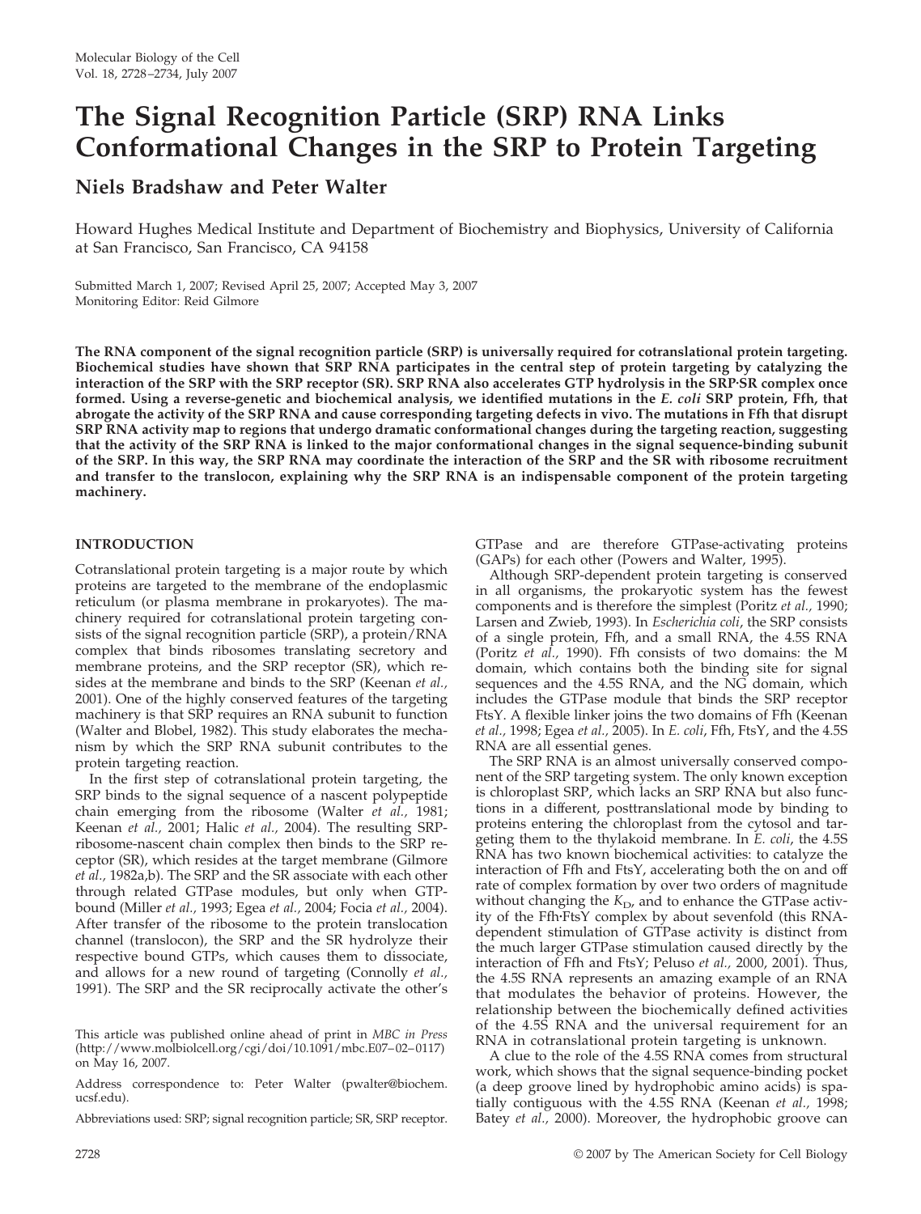# The Signal Recognition Particle (SRP) RNA Links Conformational Changes in the SRP to Protein Targeting

## Niels Bradshaw and Peter Walter

Howard Hughes Medical Institute and Department of Biochemistry and Biophysics, University of California at San Francisco, San Francisco, CA 94158

Submitted March 1, 2007; Revised April 25, 2007; Accepted May 3, 2007
Monitoring Editor: Reid Gilmore

**The RNA component of the signal recognition particle (SRP) is universally required for cotranslational protein targeting. Biochemical studies have shown that SRP RNA participates in the central step of protein targeting by catalyzing the interaction of the SRP with the SRP receptor (SR). SRP RNA also accelerates GTP hydrolysis in the SRP·SR complex once formed. Using a reverse-genetic and biochemical analysis, we identified mutations in the *E. coli* SRP protein, Ffh, that abrogate the activity of the SRP RNA and cause corresponding targeting defects in vivo. The mutations in Ffh that disrupt SRP RNA activity map to regions that undergo dramatic conformational changes during the targeting reaction, suggesting that the activity of the SRP RNA is linked to the major conformational changes in the signal sequence-binding subunit of the SRP. In this way, the SRP RNA may coordinate the interaction of the SRP and the SR with ribosome recruitment and transfer to the translocon, explaining why the SRP RNA is an indispensable component of the protein targeting machinery.**

## INTRODUCTION

Cotranslational protein targeting is a major route by which proteins are targeted to the membrane of the endoplasmic reticulum (or plasma membrane in prokaryotes). The machinery required for cotranslational protein targeting consists of the signal recognition particle (SRP), a protein/RNA complex that binds ribosomes translating secretory and membrane proteins, and the SRP receptor (SR), which resides at the membrane and binds to the SRP (Keenan *et al.*, 2001). One of the highly conserved features of the targeting machinery is that SRP requires an RNA subunit to function (Walter and Blobel, 1982). This study elaborates the mechanism by which the SRP RNA subunit contributes to the protein targeting reaction.

In the first step of cotranslational protein targeting, the SRP binds to the signal sequence of a nascent polypeptide chain emerging from the ribosome (Walter *et al.*, 1981; Keenan *et al.*, 2001; Halic *et al.*, 2004). The resulting SRP-ribosome-nascent chain complex then binds to the SRP receptor (SR), which resides at the target membrane (Gilmore *et al.*, 1982a,b). The SRP and the SR associate with each other through related GTPase modules, but only when GTP-bound (Miller *et al.*, 1993; Egea *et al.*, 2004; Focia *et al.*, 2004). After transfer of the ribosome to the protein translocation channel (translocon), the SRP and the SR hydrolyze their respective bound GTPs, which causes them to dissociate, and allows for a new round of targeting (Connolly *et al.*, 1991). The SRP and the SR reciprocally activate the other's GTPase and are therefore GTPase-activating proteins (GAPs) for each other (Powers and Walter, 1995).

Although SRP-dependent protein targeting is conserved in all organisms, the prokaryotic system has the fewest components and is therefore the simplest (Poritz *et al.*, 1990; Larsen and Zwieb, 1993). In *Escherichia coli*, the SRP consists of a single protein, Ffh, and a small RNA, the 4.5S RNA (Poritz *et al.*, 1990). Ffh consists of two domains: the M domain, which contains both the binding site for signal sequences and the 4.5S RNA, and the NG domain, which includes the GTPase module that binds the SRP receptor FtsY. A flexible linker joins the two domains of Ffh (Keenan *et al.*, 1998; Egea *et al.*, 2005). In *E. coli*, Ffh, FtsY, and the 4.5S RNA are all essential genes.

The SRP RNA is an almost universally conserved component of the SRP targeting system. The only known exception is chloroplast SRP, which lacks an SRP RNA but also functions in a different, posttranslational mode by binding to proteins entering the chloroplast from the cytosol and targeting them to the thylakoid membrane. In *E. coli*, the 4.5S RNA has two known biochemical activities: to catalyze the interaction of Ffh and FtsY, accelerating both the on and off rate of complex formation by over two orders of magnitude without changing the $K_D$, and to enhance the GTPase activity of the Ffh·FtsY complex by about sevenfold (this RNA-dependent stimulation of GTPase activity is distinct from the much larger GTPase stimulation caused directly by the interaction of Ffh and FtsY; Peluso *et al.*, 2000, 2001). Thus, the 4.5S RNA represents an amazing example of an RNA that modulates the behavior of proteins. However, the relationship between the biochemically defined activities of the 4.5S RNA and the universal requirement for an RNA in cotranslational protein targeting is unknown.

A clue to the role of the 4.5S RNA comes from structural work, which shows that the signal sequence-binding pocket (a deep groove lined by hydrophobic amino acids) is spatially contiguous with the 4.5S RNA (Keenan *et al.*, 1998; Batey *et al.*, 2000). Moreover, the hydrophobic groove can

This article was published online ahead of print in *MBC in Press* (http://www.molbiolcell.org/cgi/doi/10.1091/mbc.E07–02–0117) on May 16, 2007.

Address correspondence to: Peter Walter (pwalter@biochem.ucsf.edu).

Abbreviations used: SRP; signal recognition particle; SR, SRP receptor.

© 2007 by The American Society for Cell Biology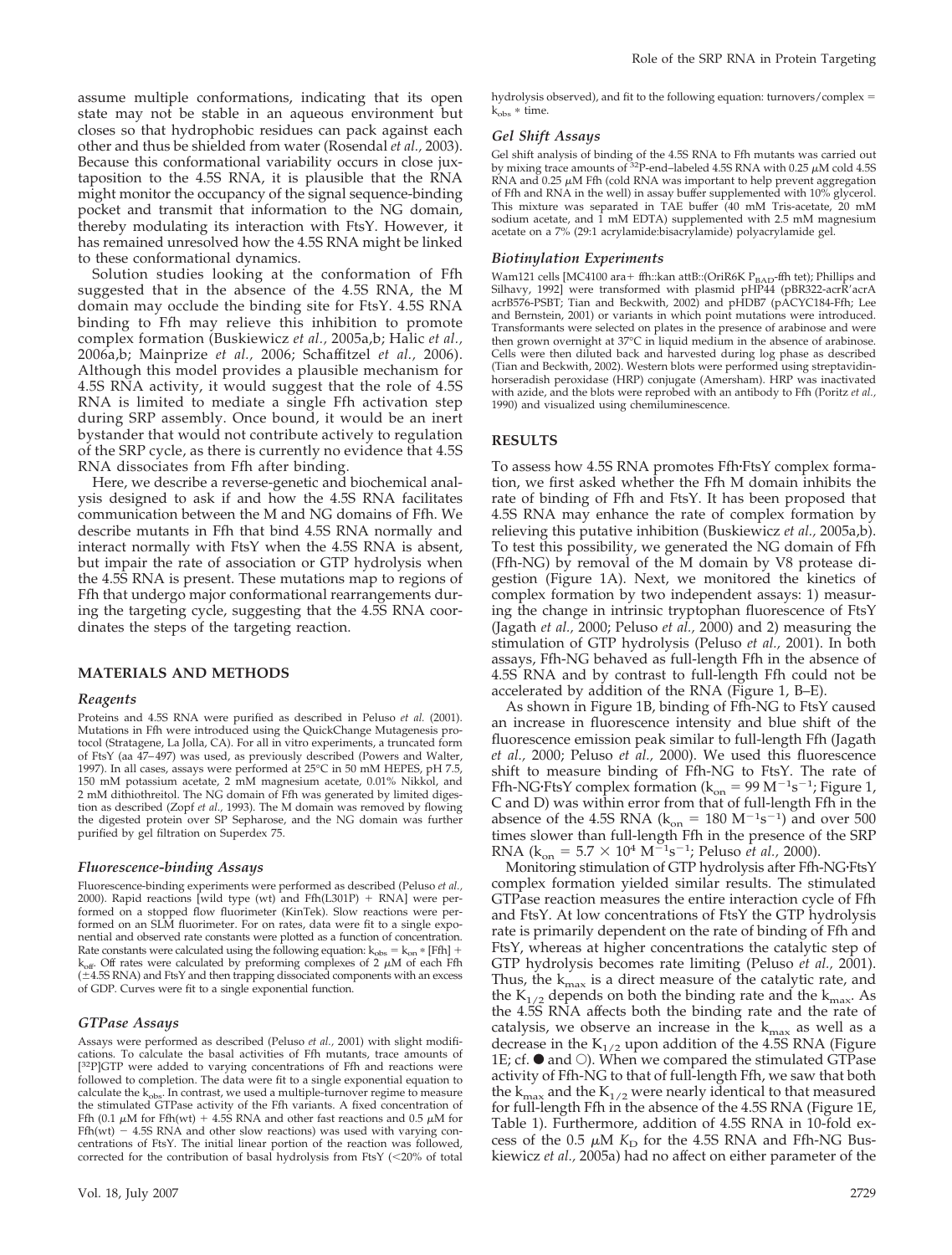assume multiple conformations, indicating that its open state may not be stable in an aqueous environment but closes so that hydrophobic residues can pack against each other and thus be shielded from water (Rosendal *et al.*, 2003). Because this conformational variability occurs in close juxtaposition to the 4.5S RNA, it is plausible that the RNA might monitor the occupancy of the signal sequence-binding pocket and transmit that information to the NG domain, thereby modulating its interaction with FtsY. However, it has remained unresolved how the 4.5S RNA might be linked to these conformational dynamics.

Solution studies looking at the conformation of Ffh suggested that in the absence of the 4.5S RNA, the M domain may occlude the binding site for FtsY. 4.5S RNA binding to Ffh may relieve this inhibition to promote complex formation (Buskiewicz *et al.*, 2005a,b; Halic *et al.*, 2006a,b; Mainprize *et al.*, 2006; Schaffitzel *et al.*, 2006). Although this model provides a plausible mechanism for 4.5S RNA activity, it would suggest that the role of 4.5S RNA is limited to mediate a single Ffh activation step during SRP assembly. Once bound, it would be an inert bystander that would not contribute actively to regulation of the SRP cycle, as there is currently no evidence that 4.5S RNA dissociates from Ffh after binding.

Here, we describe a reverse-genetic and biochemical analysis designed to ask if and how the 4.5S RNA facilitates communication between the M and NG domains of Ffh. We describe mutants in Ffh that bind 4.5S RNA normally and interact normally with FtsY when the 4.5S RNA is absent, but impair the rate of association or GTP hydrolysis when the 4.5S RNA is present. These mutations map to regions of Ffh that undergo major conformational rearrangements during the targeting cycle, suggesting that the 4.5S RNA coordinates the steps of the targeting reaction.

## MATERIALS AND METHODS

### Reagents

Proteins and 4.5S RNA were purified as described in Peluso *et al.* (2001). Mutations in Ffh were introduced using the QuickChange Mutagenesis protocol (Stratagene, La Jolla, CA). For all in vitro experiments, a truncated form of FtsY (aa 47–497) was used, as previously described (Powers and Walter, 1997). In all cases, assays were performed at 25°C in 50 mM HEPES, pH 7.5, 150 mM potassium acetate, 2 mM magnesium acetate, 0.01% Nikkol, and 2 mM dithiothreitol. The NG domain of Ffh was generated by limited digestion as described (Zopf *et al.*, 1993). The M domain was removed by flowing the digested protein over SP Sepharose, and the NG domain was further purified by gel filtration on Superdex 75.

### Fluorescence-binding Assays

Fluorescence-binding experiments were performed as described (Peluso *et al.*, 2000). Rapid reactions [wild type (wt) and Ffh(L301P) + RNA] were performed on a stopped flow fluorimeter (KinTek). Slow reactions were performed on an SLM fluorimeter. For on rates, data were fit to a single exponential and observed rate constants were plotted as a function of concentration. Rate constants were calculated using the following equation: $k_{obs} = k_{on} * [Ffh] + k_{off}$. Off rates were calculated by preforming complexes of 2 $\mu$M of each Ffh (±4.5S RNA) and FtsY and then trapping dissociated components with an excess of GDP. Curves were fit to a single exponential function.

### GTPase Assays

Assays were performed as described (Peluso *et al.*, 2001) with slight modifications. To calculate the basal activities of Ffh mutants, trace amounts of [$^{32}$P]GTP were added to varying concentrations of Ffh and reactions were followed to completion. The data were fit to a single exponential equation to calculate the $k_{obs}$. In contrast, we used a multiple-turnover regime to measure the stimulated GTPase activity of the Ffh variants. A fixed concentration of Ffh (0.1 $\mu$M for Ffh(wt) + 4.5S RNA and other fast reactions and 0.5 $\mu$M for Ffh(wt) − 4.5S RNA and other slow reactions) was used with varying concentrations of FtsY. The initial linear portion of the reaction was followed, corrected for the contribution of basal hydrolysis from FtsY (<20% of total hydrolysis observed), and fit to the following equation: turnovers/complex = $k_{obs}$ * time.

### Gel Shift Assays

Gel shift analysis of binding of the 4.5S RNA to Ffh mutants was carried out by mixing trace amounts of $^{32}$P-end–labeled 4.5S RNA with 0.25 $\mu$M cold 4.5S RNA and 0.25 $\mu$M Ffh (cold RNA was important to help prevent aggregation of Ffh and RNA in the well) in assay buffer supplemented with 10% glycerol. This mixture was separated in TAE buffer (40 mM Tris-acetate, 20 mM sodium acetate, and 1 mM EDTA) supplemented with 2.5 mM magnesium acetate on a 7% (29:1 acrylamide:bisacrylamide) polyacrylamide gel.

### Biotinylation Experiments

Wam121 cells [MC4100 ara+ ffh::kan attB::(OriR6K $P_{BAD}$-ffh tet); Phillips and Silhavy, 1992] were transformed with plasmid pHP44 (pBR322-acrR'acrA acrB576-PSBT; Tian and Beckwith, 2002) and pHDB7 (pACYC184-Ffh; Lee and Bernstein, 2001) or variants in which point mutations were introduced. Transformants were selected on plates in the presence of arabinose and were then grown overnight at 37°C in liquid medium in the absence of arabinose. Cells were then diluted back and harvested during log phase as described (Tian and Beckwith, 2002). Western blots were performed using streptavidin-horseradish peroxidase (HRP) conjugate (Amersham). HRP was inactivated with azide, and the blots were reprobed with an antibody to Ffh (Poritz *et al.*, 1990) and visualized using chemiluminescence.

## RESULTS

To assess how 4.5S RNA promotes Ffh·FtsY complex formation, we first asked whether the Ffh M domain inhibits the rate of binding of Ffh and FtsY. It has been proposed that 4.5S RNA may enhance the rate of complex formation by relieving this putative inhibition (Buskiewicz *et al.*, 2005a,b). To test this possibility, we generated the NG domain of Ffh (Ffh-NG) by removal of the M domain by V8 protease digestion (Figure 1A). Next, we monitored the kinetics of complex formation by two independent assays: 1) measuring the change in intrinsic tryptophan fluorescence of FtsY (Jagath *et al.*, 2000; Peluso *et al.*, 2000) and 2) measuring the stimulation of GTP hydrolysis (Peluso *et al.*, 2001). In both assays, Ffh-NG behaved as full-length Ffh in the absence of 4.5S RNA and by contrast to full-length Ffh could not be accelerated by addition of the RNA (Figure 1, B–E).

As shown in Figure 1B, binding of Ffh-NG to FtsY caused an increase in fluorescence intensity and blue shift of the fluorescence emission peak similar to full-length Ffh (Jagath *et al.*, 2000; Peluso *et al.*, 2000). We used this fluorescence shift to measure binding of Ffh-NG to FtsY. The rate of Ffh-NG·FtsY complex formation ($k_{on}$ = 99 $M^{-1}s^{-1}$; Figure 1, C and D) was within error from that of full-length Ffh in the absence of the 4.5S RNA ($k_{on}$ = 180 $M^{-1}s^{-1}$) and over 500 times slower than full-length Ffh in the presence of the SRP RNA ($k_{on}$ = 5.7 × $10^4$ $M^{-1}s^{-1}$; Peluso *et al.*, 2000).

Monitoring stimulation of GTP hydrolysis after Ffh-NG·FtsY complex formation yielded similar results. The stimulated GTPase reaction measures the entire interaction cycle of Ffh and FtsY. At low concentrations of FtsY the GTP hydrolysis rate is primarily dependent on the rate of binding of Ffh and FtsY, whereas at higher concentrations the catalytic step of GTP hydrolysis becomes rate limiting (Peluso *et al.*, 2001). Thus, the $k_{max}$ is a direct measure of the catalytic rate, and the $K_{1/2}$ depends on both the binding rate and the $k_{max}$. As the 4.5S RNA affects both the binding rate and the rate of catalysis, we observe an increase in the $k_{max}$ as well as a decrease in the $K_{1/2}$ upon addition of the 4.5S RNA (Figure 1E; cf. ● and ○). When we compared the stimulated GTPase activity of Ffh-NG to that of full-length Ffh, we saw that both the $k_{max}$ and the $K_{1/2}$ were nearly identical to that measured for full-length Ffh in the absence of the 4.5S RNA (Figure 1E, Table 1). Furthermore, addition of 4.5S RNA in 10-fold excess of the 0.5 $\mu$M $K_D$ for the 4.5S RNA and Ffh-NG Buskiewicz *et al.*, 2005a) had no affect on either parameter of the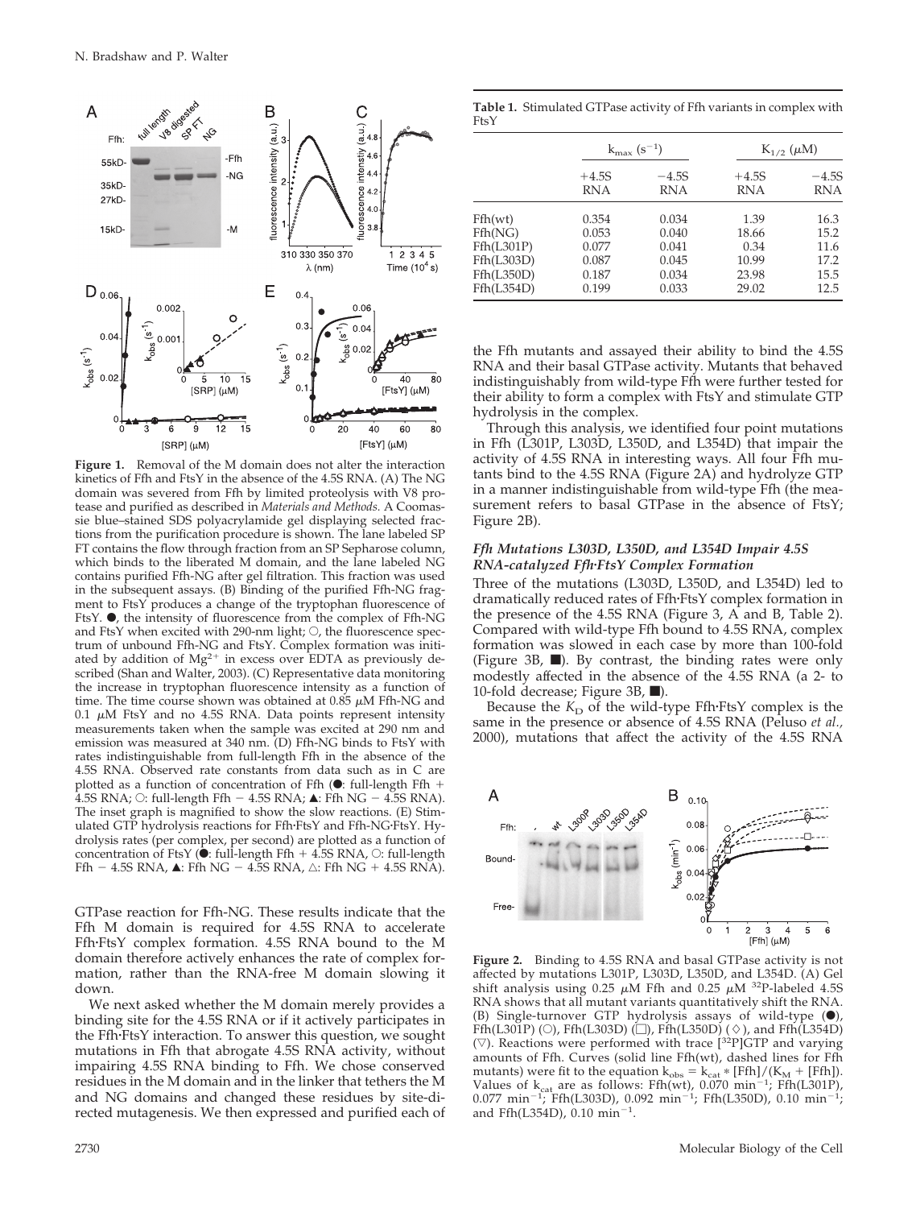**Figure 1.** Removal of the M domain does not alter the interaction kinetics of Ffh and FtsY in the absence of the 4.5S RNA. (A) The NG domain was severed from Ffh by limited proteolysis with V8 protease and purified as described in *Materials and Methods.* A Coomassie blue–stained SDS polyacrylamide gel displaying selected fractions from the purification procedure is shown. The lane labeled SP FT contains the flow through fraction from an SP Sepharose column, which binds to the liberated M domain, and the lane labeled NG contains purified Ffh-NG after gel filtration. This fraction was used in the subsequent assays. (B) Binding of the purified Ffh-NG fragment to FtsY produces a change of the tryptophan fluorescence of FtsY. ●, the intensity of fluorescence from the complex of Ffh-NG and FtsY when excited with 290-nm light; ○, the fluorescence spectrum of unbound Ffh-NG and FtsY. Complex formation was initiated by addition of $Mg^{2+}$ in excess over EDTA as previously described (Shan and Walter, 2003). (C) Representative data monitoring the increase in tryptophan fluorescence intensity as a function of time. The time course shown was obtained at 0.85 μM Ffh-NG and 0.1 μM FtsY and no 4.5S RNA. Data points represent intensity measurements taken when the sample was excited at 290 nm and emission was measured at 340 nm. (D) Ffh-NG binds to FtsY with rates indistinguishable from full-length Ffh in the absence of the 4.5S RNA. Observed rate constants from data such as in C are plotted as a function of concentration of Ffh (●: full-length Ffh + 4.5S RNA; ○: full-length Ffh − 4.5S RNA; ▲: Ffh NG − 4.5S RNA). The inset graph is magnified to show the slow reactions. (E) Stimulated GTP hydrolysis reactions for Ffh·FtsY and Ffh-NG·FtsY. Hydrolysis rates (per complex, per second) are plotted as a function of concentration of FtsY (●: full-length Ffh + 4.5S RNA, ○: full-length Ffh − 4.5S RNA, ▲: Ffh NG − 4.5S RNA, △: Ffh NG + 4.5S RNA).

GTPase reaction for Ffh-NG. These results indicate that the Ffh M domain is required for 4.5S RNA to accelerate Ffh·FtsY complex formation. 4.5S RNA bound to the M domain therefore actively enhances the rate of complex formation, rather than the RNA-free M domain slowing it down.

We next asked whether the M domain merely provides a binding site for the 4.5S RNA or if it actively participates in the Ffh·FtsY interaction. To answer this question, we sought mutations in Ffh that abrogate 4.5S RNA activity, without impairing 4.5S RNA binding to Ffh. We chose conserved residues in the M domain and in the linker that tethers the M and NG domains and changed these residues by site-directed mutagenesis. We then expressed and purified each of

**Table 1.** Stimulated GTPase activity of Ffh variants in complex with FtsY

| | $k_{max}$ ($s^{-1}$) | | $K_{1/2}$ (μM) | |
|---|---|---|---|---|
| | +4.5S RNA | −4.5S RNA | +4.5S RNA | −4.5S RNA |
| Ffh(wt) | 0.354 | 0.034 | 1.39 | 16.3 |
| Ffh(NG) | 0.053 | 0.040 | 18.66 | 15.2 |
| Ffh(L301P) | 0.077 | 0.041 | 0.34 | 11.6 |
| Ffh(L303D) | 0.087 | 0.045 | 10.99 | 17.2 |
| Ffh(L350D) | 0.187 | 0.034 | 23.98 | 15.5 |
| Ffh(L354D) | 0.199 | 0.033 | 29.02 | 12.5 |

the Ffh mutants and assayed their ability to bind the 4.5S RNA and their basal GTPase activity. Mutants that behaved indistinguishably from wild-type Ffh were further tested for their ability to form a complex with FtsY and stimulate GTP hydrolysis in the complex.

Through this analysis, we identified four point mutations in Ffh (L301P, L303D, L350D, and L354D) that impair the activity of 4.5S RNA in interesting ways. All four Ffh mutants bind to the 4.5S RNA (Figure 2A) and hydrolyze GTP in a manner indistinguishable from wild-type Ffh (the measurement refers to basal GTPase in the absence of FtsY; Figure 2B).

### *Ffh Mutations L303D, L350D, and L354D Impair 4.5S RNA-catalyzed Ffh·FtsY Complex Formation*

Three of the mutations (L303D, L350D, and L354D) led to dramatically reduced rates of Ffh·FtsY complex formation in the presence of the 4.5S RNA (Figure 3, A and B, Table 2). Compared with wild-type Ffh bound to 4.5S RNA, complex formation was slowed in each case by more than 100-fold (Figure 3B, ■). By contrast, the binding rates were only modestly affected in the absence of the 4.5S RNA (a 2- to 10-fold decrease; Figure 3B, ■).

Because the $K_D$ of the wild-type Ffh·FtsY complex is the same in the presence or absence of 4.5S RNA (Peluso *et al.,* 2000), mutations that affect the activity of the 4.5S RNA

**Figure 2.** Binding to 4.5S RNA and basal GTPase activity is not affected by mutations L301P, L303D, L350D, and L354D. (A) Gel shift analysis using 0.25 μM Ffh and 0.25 μM $^{32}$P-labeled 4.5S RNA shows that all mutant variants quantitatively shift the RNA. (B) Single-turnover GTP hydrolysis assays of wild-type (●), Ffh(L301P) (○), Ffh(L303D) (□), Ffh(L350D) (◇), and Ffh(L354D) (▽). Reactions were performed with trace [$^{32}$P]GTP and varying amounts of Ffh. Curves (solid line Ffh(wt), dashed lines for Ffh mutants) were fit to the equation $k_{obs} = k_{cat} * [Ffh]/(K_M + [Ffh])$. Values of $k_{cat}$ are as follows: Ffh(wt), 0.070 $min^{-1}$; Ffh(L301P), 0.077 $min^{-1}$; Ffh(L303D), 0.092 $min^{-1}$; Ffh(L350D), 0.10 $min^{-1}$; and Ffh(L354D), 0.10 $min^{-1}$.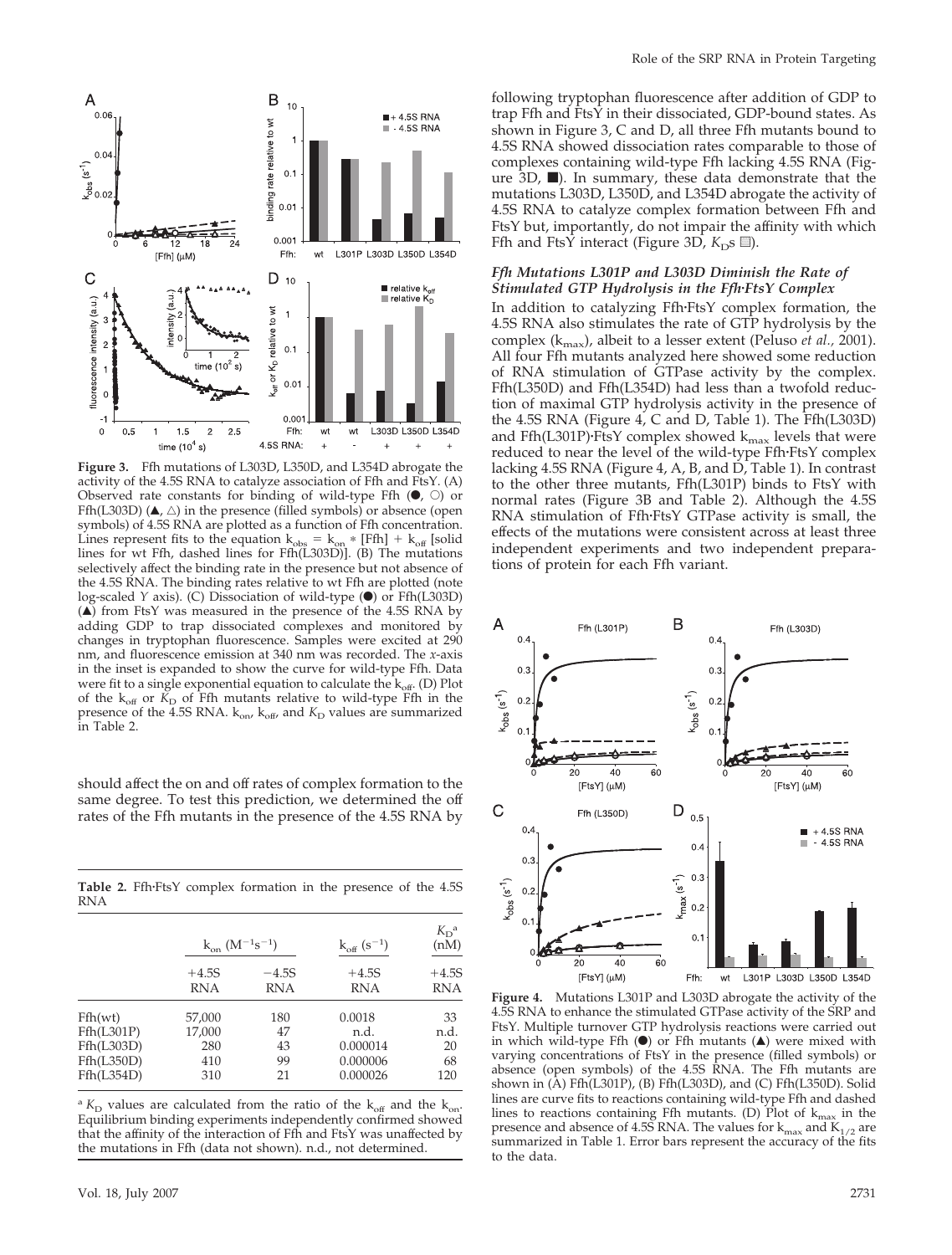**Figure 3.** Ffh mutations of L303D, L350D, and L354D abrogate the activity of the 4.5S RNA to catalyze association of Ffh and FtsY. (A) Observed rate constants for binding of wild-type Ffh (●, ○) or Ffh(L303D) (▲, △) in the presence (filled symbols) or absence (open symbols) of 4.5S RNA are plotted as a function of Ffh concentration. Lines represent fits to the equation $k_{obs} = k_{on} * [Ffh] + k_{off}$ [solid lines for wt Ffh, dashed lines for Ffh(L303D)]. (B) The mutations selectively affect the binding rate in the presence but not absence of the 4.5S RNA. The binding rates relative to wt Ffh are plotted (note log-scaled *Y* axis). (C) Dissociation of wild-type (●) or Ffh(L303D) (▲) from FtsY was measured in the presence of the 4.5S RNA by adding GDP to trap dissociated complexes and monitored by changes in tryptophan fluorescence. Samples were excited at 290 nm, and fluorescence emission at 340 nm was recorded. The *x*-axis in the inset is expanded to show the curve for wild-type Ffh. Data were fit to a single exponential equation to calculate the $k_{off}$. (D) Plot of the $k_{off}$ or $K_D$ of Ffh mutants relative to wild-type Ffh in the presence of the 4.5S RNA. $k_{on}$, $k_{off}$, and $K_D$ values are summarized in Table 2.

should affect the on and off rates of complex formation to the same degree. To test this prediction, we determined the off rates of the Ffh mutants in the presence of the 4.5S RNA by following tryptophan fluorescence after addition of GDP to trap Ffh and FtsY in their dissociated, GDP-bound states. As shown in Figure 3, C and D, all three Ffh mutants bound to 4.5S RNA showed dissociation rates comparable to those of complexes containing wild-type Ffh lacking 4.5S RNA (Figure 3D, ■). In summary, these data demonstrate that the mutations L303D, L350D, and L354D abrogate the activity of 4.5S RNA to catalyze complex formation between Ffh and FtsY but, importantly, do not impair the affinity with which Ffh and FtsY interact (Figure 3D, $K_D$s ▤).

**Table 2.** Ffh·FtsY complex formation in the presence of the 4.5S RNA

| | $k_{on}$ ($M^{-1}s^{-1}$) | | $k_{off}$ ($s^{-1}$) | $K_D$[a] (nM) |
|---|---|---|---|---|
| | +4.5S RNA | −4.5S RNA | +4.5S RNA | +4.5S RNA |
| Ffh(wt) | 57,000 | 180 | 0.0018 | 33 |
| Ffh(L301P) | 17,000 | 47 | n.d. | n.d. |
| Ffh(L303D) | 280 | 43 | 0.000014 | 20 |
| Ffh(L350D) | 410 | 99 | 0.000006 | 68 |
| Ffh(L354D) | 310 | 21 | 0.000026 | 120 |

[a] $K_D$ values are calculated from the ratio of the $k_{off}$ and the $k_{on}$. Equilibrium binding experiments independently confirmed showed that the affinity of the interaction of Ffh and FtsY was unaffected by the mutations in Ffh (data not shown). n.d., not determined.

### Ffh Mutations L301P and L303D Diminish the Rate of Stimulated GTP Hydrolysis in the Ffh·FtsY Complex

In addition to catalyzing Ffh·FtsY complex formation, the 4.5S RNA also stimulates the rate of GTP hydrolysis by the complex ($k_{max}$), albeit to a lesser extent (Peluso *et al.,* 2001). All four Ffh mutants analyzed here showed some reduction of RNA stimulation of GTPase activity by the complex. Ffh(L350D) and Ffh(L354D) had less than a twofold reduction of maximal GTP hydrolysis activity in the presence of the 4.5S RNA (Figure 4, C and D, Table 1). The Ffh(L303D) and Ffh(L301P)·FtsY complex showed $k_{max}$ levels that were reduced to near the level of the wild-type Ffh·FtsY complex lacking 4.5S RNA (Figure 4, A, B, and D, Table 1). In contrast to the other three mutants, Ffh(L301P) binds to FtsY with normal rates (Figure 3B and Table 2). Although the 4.5S RNA stimulation of Ffh·FtsY GTPase activity is small, the effects of the mutations were consistent across at least three independent experiments and two independent preparations of protein for each Ffh variant.

**Figure 4.** Mutations L301P and L303D abrogate the activity of the 4.5S RNA to enhance the stimulated GTPase activity of the SRP and FtsY. Multiple turnover GTP hydrolysis reactions were carried out in which wild-type Ffh (●) or Ffh mutants (▲) were mixed with varying concentrations of FtsY in the presence (filled symbols) or absence (open symbols) of the 4.5S RNA. The Ffh mutants are shown in (A) Ffh(L301P), (B) Ffh(L303D), and (C) Ffh(L350D). Solid lines are curve fits to reactions containing wild-type Ffh and dashed lines to reactions containing Ffh mutants. (D) Plot of $k_{max}$ in the presence and absence of 4.5S RNA. The values for $k_{max}$ and $K_{1/2}$ are summarized in Table 1. Error bars represent the accuracy of the fits to the data.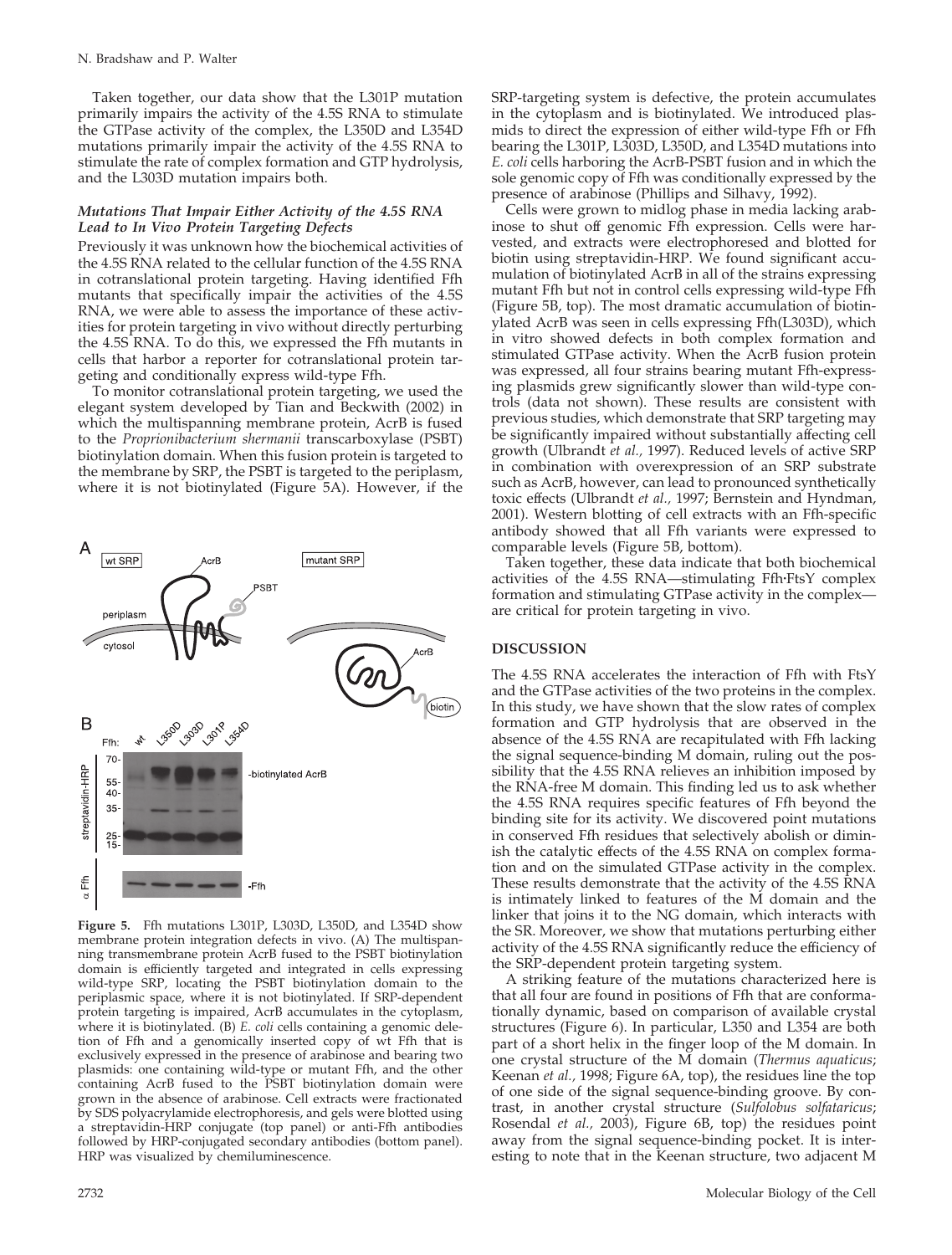Taken together, our data show that the L301P mutation primarily impairs the activity of the 4.5S RNA to stimulate the GTPase activity of the complex, the L350D and L354D mutations primarily impair the activity of the 4.5S RNA to stimulate the rate of complex formation and GTP hydrolysis, and the L303D mutation impairs both.

### *Mutations That Impair Either Activity of the 4.5S RNA Lead to In Vivo Protein Targeting Defects*

Previously it was unknown how the biochemical activities of the 4.5S RNA related to the cellular function of the 4.5S RNA in cotranslational protein targeting. Having identified Ffh mutants that specifically impair the activities of the 4.5S RNA, we were able to assess the importance of these activities for protein targeting in vivo without directly perturbing the 4.5S RNA. To do this, we expressed the Ffh mutants in cells that harbor a reporter for cotranslational protein targeting and conditionally express wild-type Ffh.

To monitor cotranslational protein targeting, we used the elegant system developed by Tian and Beckwith (2002) in which the multispanning membrane protein, AcrB is fused to the *Proprionibacterium shermanii* transcarboxylase (PSBT) biotinylation domain. When this fusion protein is targeted to the membrane by SRP, the PSBT is targeted to the periplasm, where it is not biotinylated (Figure 5A). However, if the SRP-targeting system is defective, the protein accumulates in the cytoplasm and is biotinylated. We introduced plasmids to direct the expression of either wild-type Ffh or Ffh bearing the L301P, L303D, L350D, and L354D mutations into *E. coli* cells harboring the AcrB-PSBT fusion and in which the sole genomic copy of Ffh was conditionally expressed by the presence of arabinose (Phillips and Silhavy, 1992).

Cells were grown to midlog phase in media lacking arabinose to shut off genomic Ffh expression. Cells were harvested, and extracts were electrophoresed and blotted for biotin using streptavidin-HRP. We found significant accumulation of biotinylated AcrB in all of the strains expressing mutant Ffh but not in control cells expressing wild-type Ffh (Figure 5B, top). The most dramatic accumulation of biotinylated AcrB was seen in cells expressing Ffh(L303D), which in vitro showed defects in both complex formation and stimulated GTPase activity. When the AcrB fusion protein was expressed, all four strains bearing mutant Ffh-expressing plasmids grew significantly slower than wild-type controls (data not shown). These results are consistent with previous studies, which demonstrate that SRP targeting may be significantly impaired without substantially affecting cell growth (Ulbrandt *et al.,* 1997). Reduced levels of active SRP in combination with overexpression of an SRP substrate such as AcrB, however, can lead to pronounced synthetically toxic effects (Ulbrandt *et al.,* 1997; Bernstein and Hyndman, 2001). Western blotting of cell extracts with an Ffh-specific antibody showed that all Ffh variants were expressed to comparable levels (Figure 5B, bottom).

Taken together, these data indicate that both biochemical activities of the 4.5S RNA—stimulating Ffh·FtsY complex formation and stimulating GTPase activity in the complex—are critical for protein targeting in vivo.

**Figure 5.** Ffh mutations L301P, L303D, L350D, and L354D show membrane protein integration defects in vivo. (A) The multispanning transmembrane protein AcrB fused to the PSBT biotinylation domain is efficiently targeted and integrated in cells expressing wild-type SRP, locating the PSBT biotinylation domain to the periplasmic space, where it is not biotinylated. If SRP-dependent protein targeting is impaired, AcrB accumulates in the cytoplasm, where it is biotinylated. (B) *E. coli* cells containing a genomic deletion of Ffh and a genomically inserted copy of wt Ffh that is exclusively expressed in the presence of arabinose and bearing two plasmids: one containing wild-type or mutant Ffh, and the other containing AcrB fused to the PSBT biotinylation domain were grown in the absence of arabinose. Cell extracts were fractionated by SDS polyacrylamide electrophoresis, and gels were blotted using a streptavidin-HRP conjugate (top panel) or anti-Ffh antibodies followed by HRP-conjugated secondary antibodies (bottom panel). HRP was visualized by chemiluminescence.

## DISCUSSION

The 4.5S RNA accelerates the interaction of Ffh with FtsY and the GTPase activities of the two proteins in the complex. In this study, we have shown that the slow rates of complex formation and GTP hydrolysis that are observed in the absence of the 4.5S RNA are recapitulated with Ffh lacking the signal sequence-binding M domain, ruling out the possibility that the 4.5S RNA relieves an inhibition imposed by the RNA-free M domain. This finding led us to ask whether the 4.5S RNA requires specific features of Ffh beyond the binding site for its activity. We discovered point mutations in conserved Ffh residues that selectively abolish or diminish the catalytic effects of the 4.5S RNA on complex formation and on the simulated GTPase activity in the complex. These results demonstrate that the activity of the 4.5S RNA is intimately linked to features of the M domain and the linker that joins it to the NG domain, which interacts with the SR. Moreover, we show that mutations perturbing either activity of the 4.5S RNA significantly reduce the efficiency of the SRP-dependent protein targeting system.

A striking feature of the mutations characterized here is that all four are found in positions of Ffh that are conformationally dynamic, based on comparison of available crystal structures (Figure 6). In particular, L350 and L354 are both part of a short helix in the finger loop of the M domain. In one crystal structure of the M domain (*Thermus aquaticus*; Keenan *et al.,* 1998; Figure 6A, top), the residues line the top of one side of the signal sequence-binding groove. By contrast, in another crystal structure (*Sulfolobus solfataricus*; Rosendal *et al.,* 2003), Figure 6B, top) the residues point away from the signal sequence-binding pocket. It is interesting to note that in the Keenan structure, two adjacent M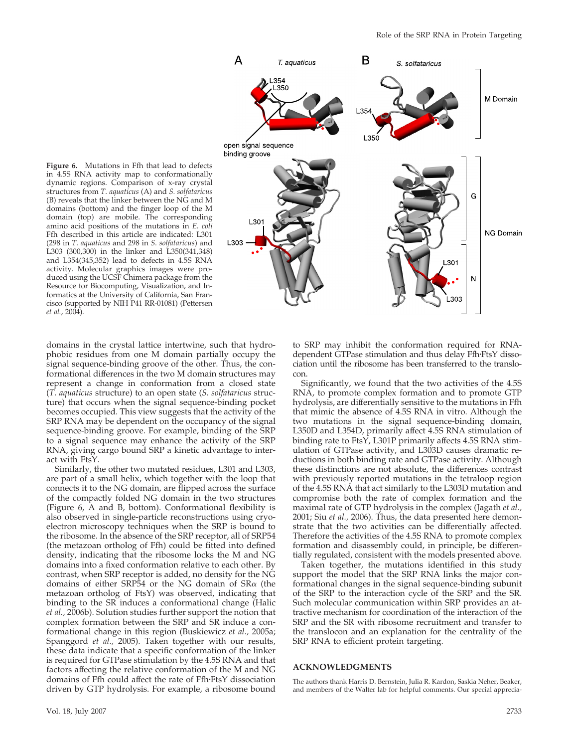**Figure 6.** Mutations in Ffh that lead to defects in 4.5S RNA activity map to conformationally dynamic regions. Comparison of x-ray crystal structures from *T. aquaticus* (A) and *S. solfataricus* (B) reveals that the linker between the NG and M domains (bottom) and the finger loop of the M domain (top) are mobile. The corresponding amino acid positions of the mutations in *E. coli* Ffh described in this article are indicated: L301 (298 in *T. aquaticus* and 298 in *S. solfataricus*) and L303 (300,300) in the linker and L350(341,348) and L354(345,352) lead to defects in 4.5S RNA activity. Molecular graphics images were produced using the UCSF Chimera package from the Resource for Biocomputing, Visualization, and Informatics at the University of California, San Francisco (supported by NIH P41 RR-01081) (Pettersen *et al.*, 2004).

domains in the crystal lattice intertwine, such that hydrophobic residues from one M domain partially occupy the signal sequence-binding groove of the other. Thus, the conformational differences in the two M domain structures may represent a change in conformation from a closed state (*T. aquaticus* structure) to an open state (*S. solfataricus* structure) that occurs when the signal sequence-binding pocket becomes occupied. This view suggests that the activity of the SRP RNA may be dependent on the occupancy of the signal sequence-binding groove. For example, binding of the SRP to a signal sequence may enhance the activity of the SRP RNA, giving cargo bound SRP a kinetic advantage to interact with FtsY.

Similarly, the other two mutated residues, L301 and L303, are part of a small helix, which together with the loop that connects it to the NG domain, are flipped across the surface of the compactly folded NG domain in the two structures (Figure 6, A and B, bottom). Conformational flexibility is also observed in single-particle reconstructions using cryo-electron microscopy techniques when the SRP is bound to the ribosome. In the absence of the SRP receptor, all of SRP54 (the metazoan ortholog of Ffh) could be fitted into defined density, indicating that the ribosome locks the M and NG domains into a fixed conformation relative to each other. By contrast, when SRP receptor is added, no density for the NG domains of either SRP54 or the NG domain of SRα (the metazoan ortholog of FtsY) was observed, indicating that binding to the SR induces a conformational change (Halic *et al.*, 2006b). Solution studies further support the notion that complex formation between the SRP and SR induce a conformational change in this region (Buskiewicz *et al.*, 2005a; Spanggord *et al.*, 2005). Taken together with our results, these data indicate that a specific conformation of the linker is required for GTPase stimulation by the 4.5S RNA and that factors affecting the relative conformation of the M and NG domains of Ffh could affect the rate of Ffh·FtsY dissociation driven by GTP hydrolysis. For example, a ribosome bound to SRP may inhibit the conformation required for RNA-dependent GTPase stimulation and thus delay Ffh·FtsY dissociation until the ribosome has been transferred to the translocon.

Significantly, we found that the two activities of the 4.5S RNA, to promote complex formation and to promote GTP hydrolysis, are differentially sensitive to the mutations in Ffh that mimic the absence of 4.5S RNA in vitro. Although the two mutations in the signal sequence-binding domain, L350D and L354D, primarily affect 4.5S RNA stimulation of binding rate to FtsY, L301P primarily affects 4.5S RNA stimulation of GTPase activity, and L303D causes dramatic reductions in both binding rate and GTPase activity. Although these distinctions are not absolute, the differences contrast with previously reported mutations in the tetraloop region of the 4.5S RNA that act similarly to the L303D mutation and compromise both the rate of complex formation and the maximal rate of GTP hydrolysis in the complex (Jagath *et al.*, 2001; Siu *et al.*, 2006). Thus, the data presented here demonstrate that the two activities can be differentially affected. Therefore the activities of the 4.5S RNA to promote complex formation and disassembly could, in principle, be differentially regulated, consistent with the models presented above.

Taken together, the mutations identified in this study support the model that the SRP RNA links the major conformational changes in the signal sequence-binding subunit of the SRP to the interaction cycle of the SRP and the SR. Such molecular communication within SRP provides an attractive mechanism for coordination of the interaction of the SRP and the SR with ribosome recruitment and transfer to the translocon and an explanation for the centrality of the SRP RNA to efficient protein targeting.

## ACKNOWLEDGMENTS

The authors thank Harris D. Bernstein, Julia R. Kardon, Saskia Neher, Beaker, and members of the Walter lab for helpful comments. Our special apprecia-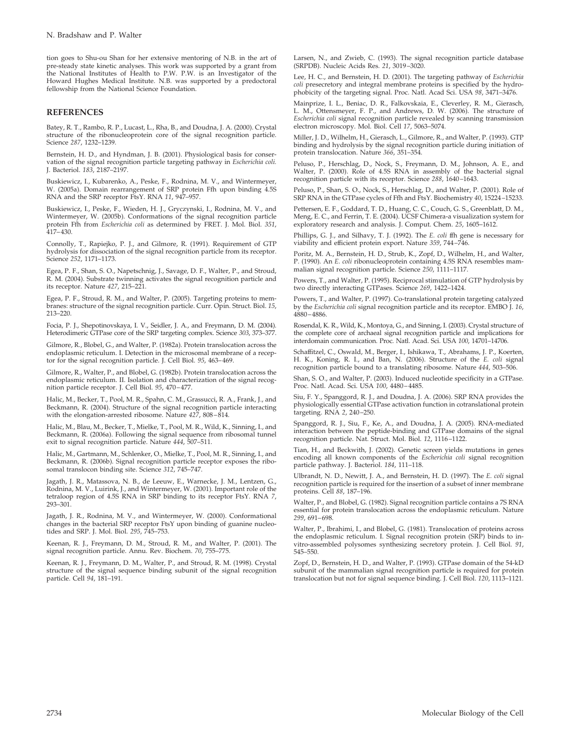tion goes to Shu-ou Shan for her extensive mentoring of N.B. in the art of pre-steady state kinetic analyses. This work was supported by a grant from the National Institutes of Health to P.W. P.W. is an Investigator of the Howard Hughes Medical Institute. N.B. was supported by a predoctoral fellowship from the National Science Foundation.

## REFERENCES

Batey, R. T., Rambo, R. P., Lucast, L., Rha, B., and Doudna, J. A. (2000). Crystal structure of the ribonucleoprotein core of the signal recognition particle. Science *287*, 1232–1239.

Bernstein, H. D., and Hyndman, J. B. (2001). Physiological basis for conservation of the signal recognition particle targeting pathway in *Escherichia coli.* J. Bacteriol. *183*, 2187–2197.

Buskiewicz, I., Kubarenko, A., Peske, F., Rodnina, M. V., and Wintermeyer, W. (2005a). Domain rearrangement of SRP protein Ffh upon binding 4.5S RNA and the SRP receptor FtsY. RNA *11*, 947–957.

Buskiewicz, I., Peske, F., Wieden, H. J., Gryczynski, I., Rodnina, M. V., and Wintermeyer, W. (2005b). Conformations of the signal recognition particle protein Ffh from *Escherichia coli* as determined by FRET. J. Mol. Biol. *351*, 417–430.

Connolly, T., Rapiejko, P. J., and Gilmore, R. (1991). Requirement of GTP hydrolysis for dissociation of the signal recognition particle from its receptor. Science *252*, 1171–1173.

Egea, P. F., Shan, S. O., Napetschnig, J., Savage, D. F., Walter, P., and Stroud, R. M. (2004). Substrate twinning activates the signal recognition particle and its receptor. Nature *427*, 215–221.

Egea, P. F., Stroud, R. M., and Walter, P. (2005). Targeting proteins to membranes: structure of the signal recognition particle. Curr. Opin. Struct. Biol. *15*, 213–220.

Focia, P. J., Shepotinovskaya, I. V., Seidler, J. A., and Freymann, D. M. (2004). Heterodimeric GTPase core of the SRP targeting complex. Science *303*, 373–377.

Gilmore, R., Blobel, G., and Walter, P. (1982a). Protein translocation across the endoplasmic reticulum. I. Detection in the microsomal membrane of a receptor for the signal recognition particle. J. Cell Biol. *95*, 463–469.

Gilmore, R., Walter, P., and Blobel, G. (1982b). Protein translocation across the endoplasmic reticulum. II. Isolation and characterization of the signal recognition particle receptor. J. Cell Biol. *95*, 470–477.

Halic, M., Becker, T., Pool, M. R., Spahn, C. M., Grassucci, R. A., Frank, J., and Beckmann, R. (2004). Structure of the signal recognition particle interacting with the elongation-arrested ribosome. Nature *427*, 808–814.

Halic, M., Blau, M., Becker, T., Mielke, T., Pool, M. R., Wild, K., Sinning, I., and Beckmann, R. (2006a). Following the signal sequence from ribosomal tunnel exit to signal recognition particle. Nature *444*, 507–511.

Halic, M., Gartmann, M., Schlenker, O., Mielke, T., Pool, M. R., Sinning, I., and Beckmann, R. (2006b). Signal recognition particle receptor exposes the ribosomal translocon binding site. Science *312*, 745–747.

Jagath, J. R., Matassova, N. B., de Leeuw, E., Warnecke, J. M., Lentzen, G., Rodnina, M. V., Luirink, J., and Wintermeyer, W. (2001). Important role of the tetraloop region of 4.5S RNA in SRP binding to its receptor FtsY. RNA *7*, 293–301.

Jagath, J. R., Rodnina, M. V., and Wintermeyer, W. (2000). Conformational changes in the bacterial SRP receptor FtsY upon binding of guanine nucleotides and SRP. J. Mol. Biol. *295*, 745–753.

Keenan, R. J., Freymann, D. M., Stroud, R. M., and Walter, P. (2001). The signal recognition particle. Annu. Rev. Biochem. *70*, 755–775.

Keenan, R. J., Freymann, D. M., Walter, P., and Stroud, R. M. (1998). Crystal structure of the signal sequence binding subunit of the signal recognition particle. Cell *94*, 181–191.

Larsen, N., and Zwieb, C. (1993). The signal recognition particle database (SRPDB). Nucleic Acids Res. *21*, 3019–3020.

Lee, H. C., and Bernstein, H. D. (2001). The targeting pathway of *Escherichia coli* presecretory and integral membrane proteins is specified by the hydrophobicity of the targeting signal. Proc. Natl. Acad Sci. USA *98*, 3471–3476.

Mainprize, I. L., Beniac, D. R., Falkovskaia, E., Cleverley, R. M., Gierasch, L. M., Ottensmeyer, F. P., and Andrews, D. W. (2006). The structure of *Escherichia coli* signal recognition particle revealed by scanning transmission electron microscopy. Mol. Biol. Cell *17*, 5063–5074.

Miller, J. D., Wilhelm, H., Gierasch, L., Gilmore, R., and Walter, P. (1993). GTP binding and hydrolysis by the signal recognition particle during initiation of protein translocation. Nature *366*, 351–354.

Peluso, P., Herschlag, D., Nock, S., Freymann, D. M., Johnson, A. E., and Walter, P. (2000). Role of 4.5S RNA in assembly of the bacterial signal recognition particle with its receptor. Science *288*, 1640–1643.

Peluso, P., Shan, S. O., Nock, S., Herschlag, D., and Walter, P. (2001). Role of SRP RNA in the GTPase cycles of Ffh and FtsY. Biochemistry *40*, 15224–15233.

Pettersen, E. F., Goddard, T. D., Huang, C. C., Couch, G. S., Greenblatt, D. M., Meng, E. C., and Ferrin, T. E. (2004). UCSF Chimera-a visualization system for exploratory research and analysis. J. Comput. Chem. *25*, 1605–1612.

Phillips, G. J., and Silhavy, T. J. (1992). The *E. coli* ffh gene is necessary for viability and efficient protein export. Nature *359*, 744–746.

Poritz, M. A., Bernstein, H. D., Strub, K., Zopf, D., Wilhelm, H., and Walter, P. (1990). An *E. coli* ribonucleoprotein containing 4.5S RNA resembles mammalian signal recognition particle. Science *250*, 1111–1117.

Powers, T., and Walter, P. (1995). Reciprocal stimulation of GTP hydrolysis by two directly interacting GTPases. Science *269*, 1422–1424.

Powers, T., and Walter, P. (1997). Co-translational protein targeting catalyzed by the *Escherichia coli* signal recognition particle and its receptor. EMBO J. *16*, 4880–4886.

Rosendal, K. R., Wild, K., Montoya, G., and Sinning, I. (2003). Crystal structure of the complete core of archaeal signal recognition particle and implications for interdomain communication. Proc. Natl. Acad. Sci. USA *100*, 14701–14706.

Schaffitzel, C., Oswald, M., Berger, I., Ishikawa, T., Abrahams, J. P., Koerten, H. K., Koning, R. I., and Ban, N. (2006). Structure of the *E. coli* signal recognition particle bound to a translating ribosome. Nature *444*, 503–506.

Shan, S. O., and Walter, P. (2003). Induced nucleotide specificity in a GTPase. Proc. Natl. Acad. Sci. USA *100*, 4480–4485.

Siu, F. Y., Spanggord, R. J., and Doudna, J. A. (2006). SRP RNA provides the physiologically essential GTPase activation function in cotranslational protein targeting. RNA *2*, 240–250.

Spanggord, R. J., Siu, F., Ke, A., and Doudna, J. A. (2005). RNA-mediated interaction between the peptide-binding and GTPase domains of the signal recognition particle. Nat. Struct. Mol. Biol. *12*, 1116–1122.

Tian, H., and Beckwith, J. (2002). Genetic screen yields mutations in genes encoding all known components of the *Escherichia coli* signal recognition particle pathway. J. Bacteriol. *184*, 111–118.

Ulbrandt, N. D., Newitt, J. A., and Bernstein, H. D. (1997). The *E. coli* signal recognition particle is required for the insertion of a subset of inner membrane proteins. Cell *88*, 187–196.

Walter, P., and Blobel, G. (1982). Signal recognition particle contains a 7S RNA essential for protein translocation across the endoplasmic reticulum. Nature *299*, 691–698.

Walter, P., Ibrahimi, I., and Blobel, G. (1981). Translocation of proteins across the endoplasmic reticulum. I. Signal recognition protein (SRP) binds to in-vitro-assembled polysomes synthesizing secretory protein. J. Cell Biol. *91*, 545–550.

Zopf, D., Bernstein, H. D., and Walter, P. (1993). GTPase domain of the 54-kD subunit of the mammalian signal recognition particle is required for protein translocation but not for signal sequence binding. J. Cell Biol. *120*, 1113–1121.